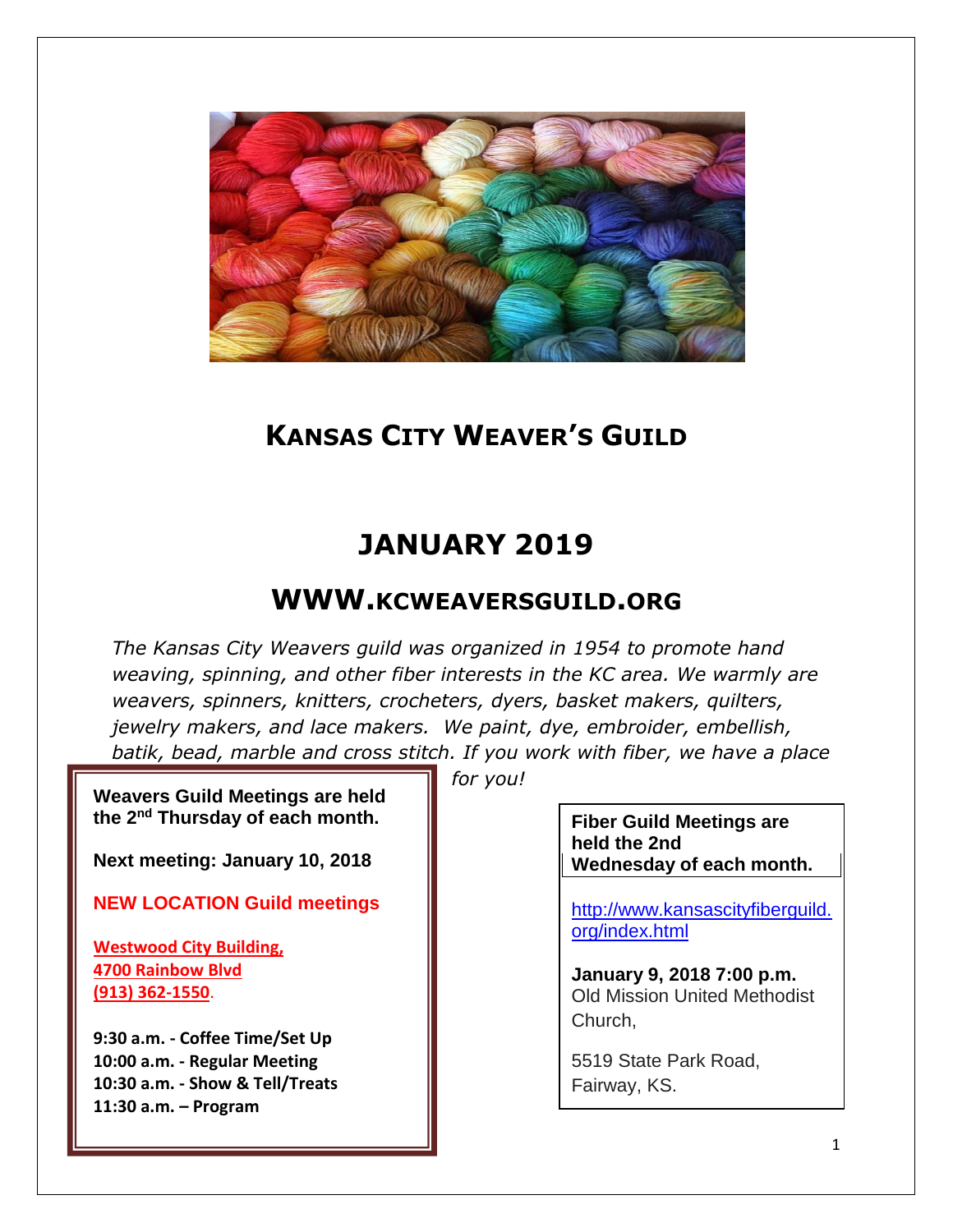# KANSAS CITY WEAVER'S GUILD

# JANUARY 2019

## WWW.KCWEAVERSGUILD.ORG

*The Kansas City Weavers guild was organized in 1954 to promote hand weaving, spinning, and other fiber interests in the KC area. We warmly are weavers, spinners, knitters, crocheters, dyers, basket makers, quilters, jewelry makers, and lace makers. We paint, dye, embroider, embellish, batik, bead, marble and cross stitch. If you work with fiber, we have a place for you!*

**Weavers Guild Meetings are held the 2nd Thursday of each month.**

**Next meeting: January 10, 2018**

**NEW LOCATION Guild meetings**

**Westwood City Building,**
**4700 Rainbow Blvd**
**(913) 362-1550**.

**9:30 a.m. - Coffee Time/Set Up**
**10:00 a.m. - Regular Meeting**
**10:30 a.m. - Show & Tell/Treats**
**11:30 a.m. – Program**

**Fiber Guild Meetings are held the 2nd Wednesday of each month.**

http://www.kansascityfiberguild.org/index.html

**January 9, 2018 7:00 p.m.**
Old Mission United Methodist Church,

5519 State Park Road, Fairway, KS.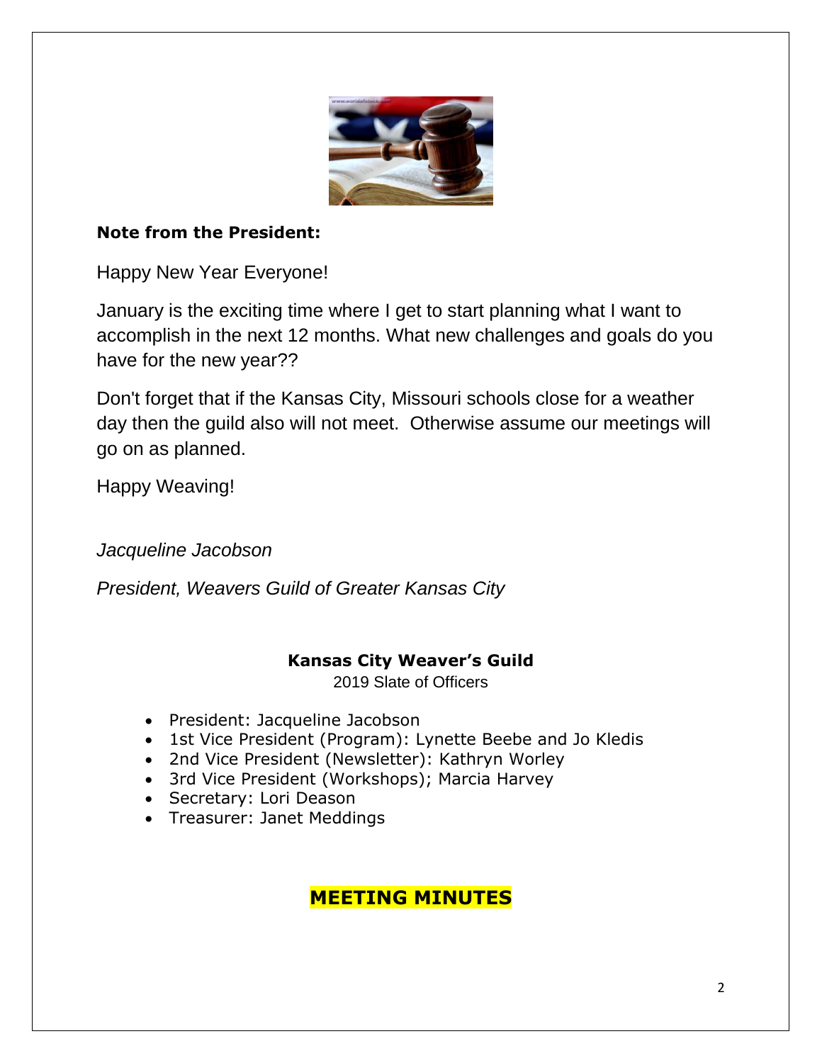**Note from the President:**

Happy New Year Everyone!

January is the exciting time where I get to start planning what I want to accomplish in the next 12 months. What new challenges and goals do you have for the new year??

Don't forget that if the Kansas City, Missouri schools close for a weather day then the guild also will not meet. Otherwise assume our meetings will go on as planned.

Happy Weaving!

*Jacqueline Jacobson*

*President, Weavers Guild of Greater Kansas City*

**Kansas City Weaver's Guild**

2019 Slate of Officers

- President: Jacqueline Jacobson
- 1st Vice President (Program): Lynette Beebe and Jo Kledis
- 2nd Vice President (Newsletter): Kathryn Worley
- 3rd Vice President (Workshops); Marcia Harvey
- Secretary: Lori Deason
- Treasurer: Janet Meddings

## MEETING MINUTES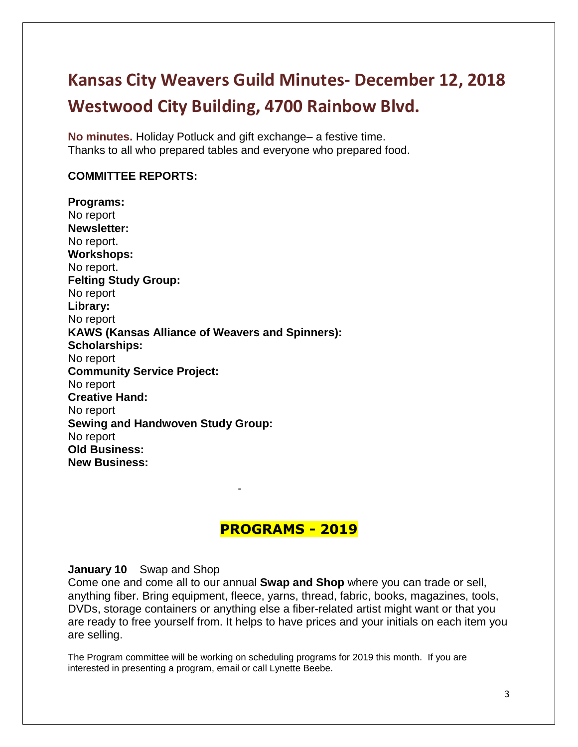# Kansas City Weavers Guild Minutes- December 12, 2018

# Westwood City Building, 4700 Rainbow Blvd.

**No minutes.** Holiday Potluck and gift exchange– a festive time.
Thanks to all who prepared tables and everyone who prepared food.

**COMMITTEE REPORTS:**

**Programs:**
No report
**Newsletter:**
No report.
**Workshops:**
No report.
**Felting Study Group:**
No report
**Library:**
No report
**KAWS (Kansas Alliance of Weavers and Spinners):**
**Scholarships:**
No report
**Community Service Project:**
No report
**Creative Hand:**
No report
**Sewing and Handwoven Study Group:**
No report
**Old Business:**
**New Business:**

-

## PROGRAMS - 2019

**January 10** Swap and Shop
Come one and come all to our annual **Swap and Shop** where you can trade or sell, anything fiber. Bring equipment, fleece, yarns, thread, fabric, books, magazines, tools, DVDs, storage containers or anything else a fiber-related artist might want or that you are ready to free yourself from. It helps to have prices and your initials on each item you are selling.

The Program committee will be working on scheduling programs for 2019 this month. If you are interested in presenting a program, email or call Lynette Beebe.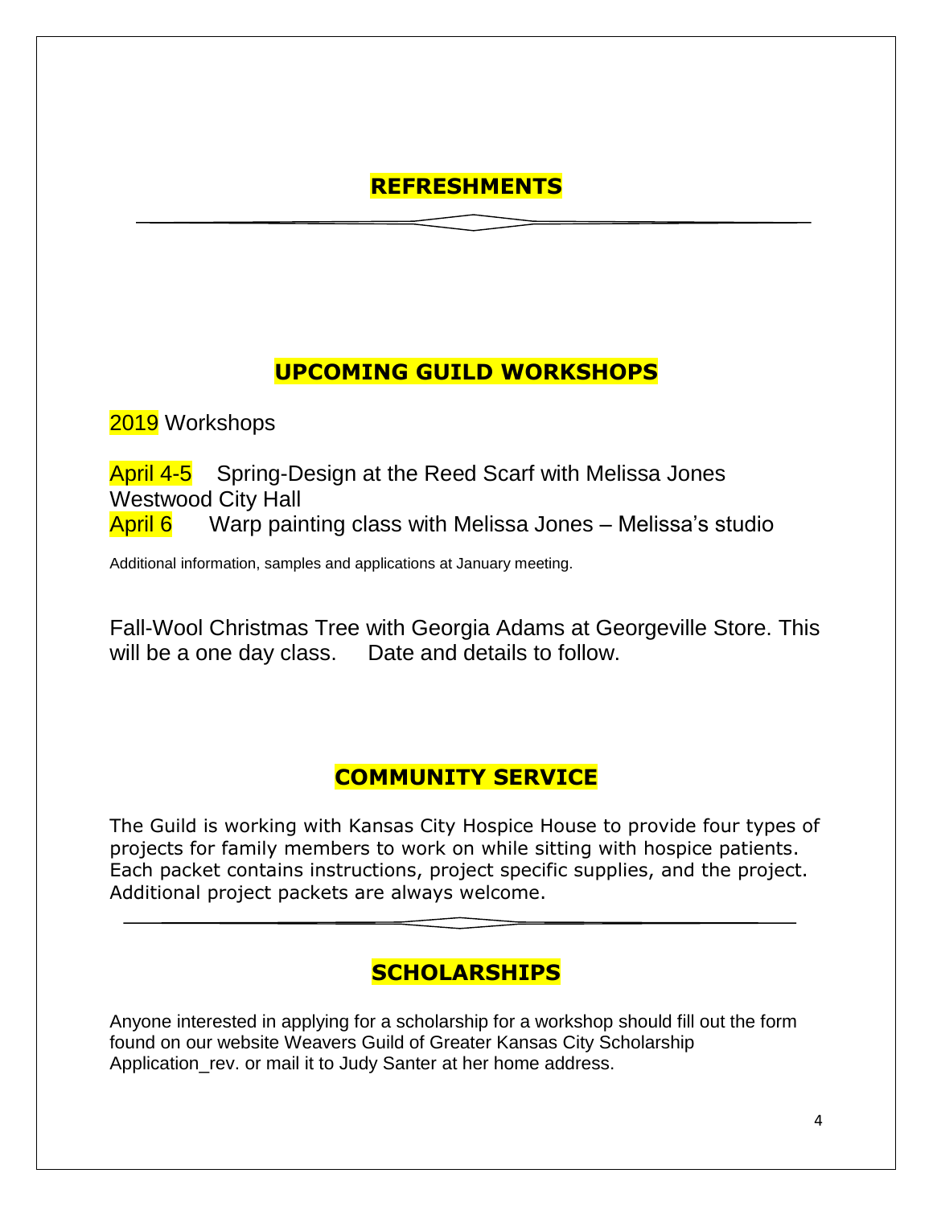## REFRESHMENTS

---

## UPCOMING GUILD WORKSHOPS

2019 Workshops

April 4-5 Spring-Design at the Reed Scarf with Melissa Jones Westwood City Hall
April 6 Warp painting class with Melissa Jones – Melissa's studio

Additional information, samples and applications at January meeting.

Fall-Wool Christmas Tree with Georgia Adams at Georgeville Store. This will be a one day class. Date and details to follow.

## COMMUNITY SERVICE

The Guild is working with Kansas City Hospice House to provide four types of projects for family members to work on while sitting with hospice patients. Each packet contains instructions, project specific supplies, and the project. Additional project packets are always welcome.

---

## SCHOLARSHIPS

Anyone interested in applying for a scholarship for a workshop should fill out the form found on our website Weavers Guild of Greater Kansas City Scholarship Application_rev. or mail it to Judy Santer at her home address.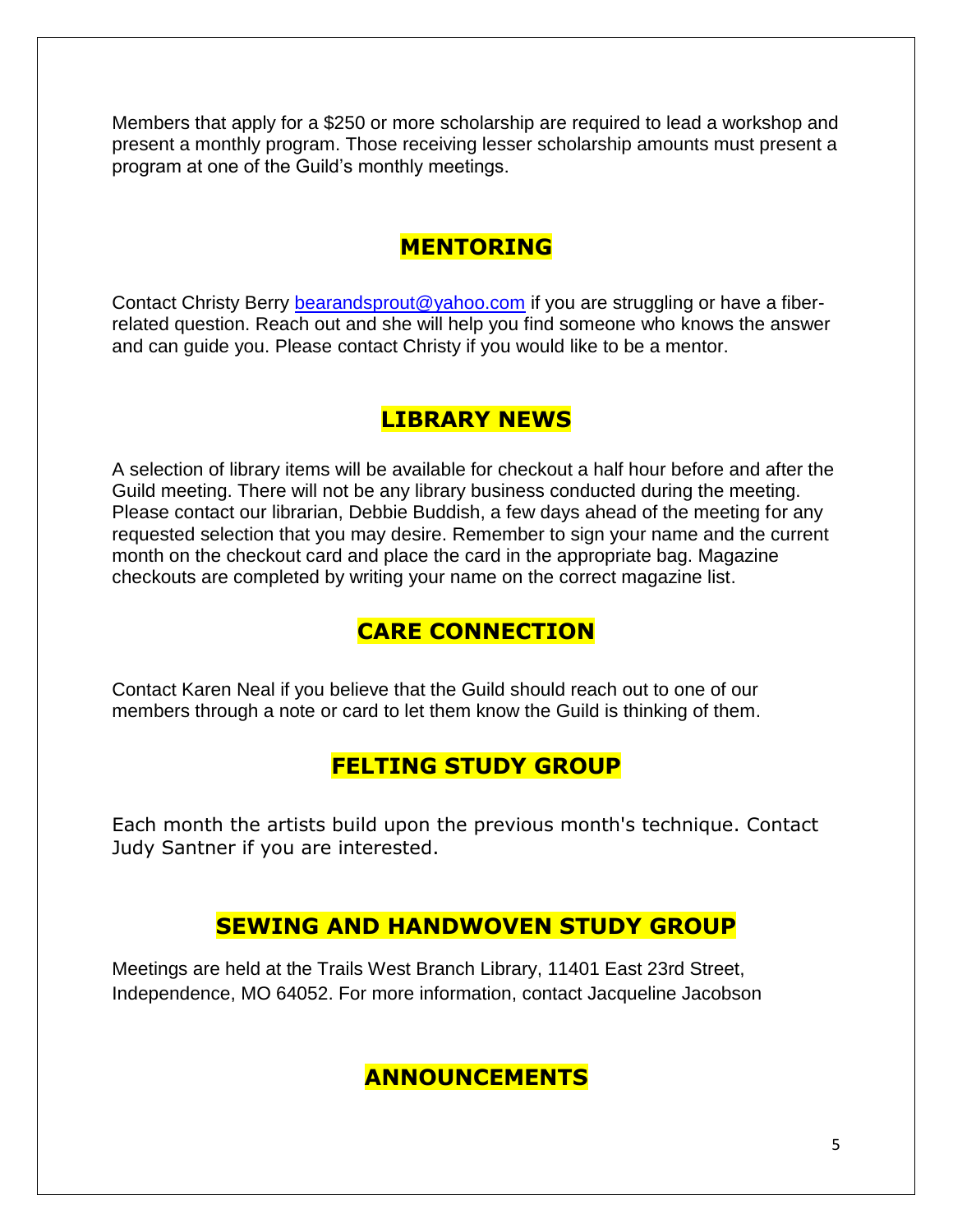Members that apply for a $250 or more scholarship are required to lead a workshop and present a monthly program. Those receiving lesser scholarship amounts must present a program at one of the Guild's monthly meetings.

## MENTORING

Contact Christy Berry bearandsprout@yahoo.com if you are struggling or have a fiber-related question. Reach out and she will help you find someone who knows the answer and can guide you. Please contact Christy if you would like to be a mentor.

## LIBRARY NEWS

A selection of library items will be available for checkout a half hour before and after the Guild meeting. There will not be any library business conducted during the meeting. Please contact our librarian, Debbie Buddish, a few days ahead of the meeting for any requested selection that you may desire. Remember to sign your name and the current month on the checkout card and place the card in the appropriate bag. Magazine checkouts are completed by writing your name on the correct magazine list.

## CARE CONNECTION

Contact Karen Neal if you believe that the Guild should reach out to one of our members through a note or card to let them know the Guild is thinking of them.

## FELTING STUDY GROUP

Each month the artists build upon the previous month's technique. Contact Judy Santner if you are interested.

## SEWING AND HANDWOVEN STUDY GROUP

Meetings are held at the Trails West Branch Library, 11401 East 23rd Street, Independence, MO 64052. For more information, contact Jacqueline Jacobson

## ANNOUNCEMENTS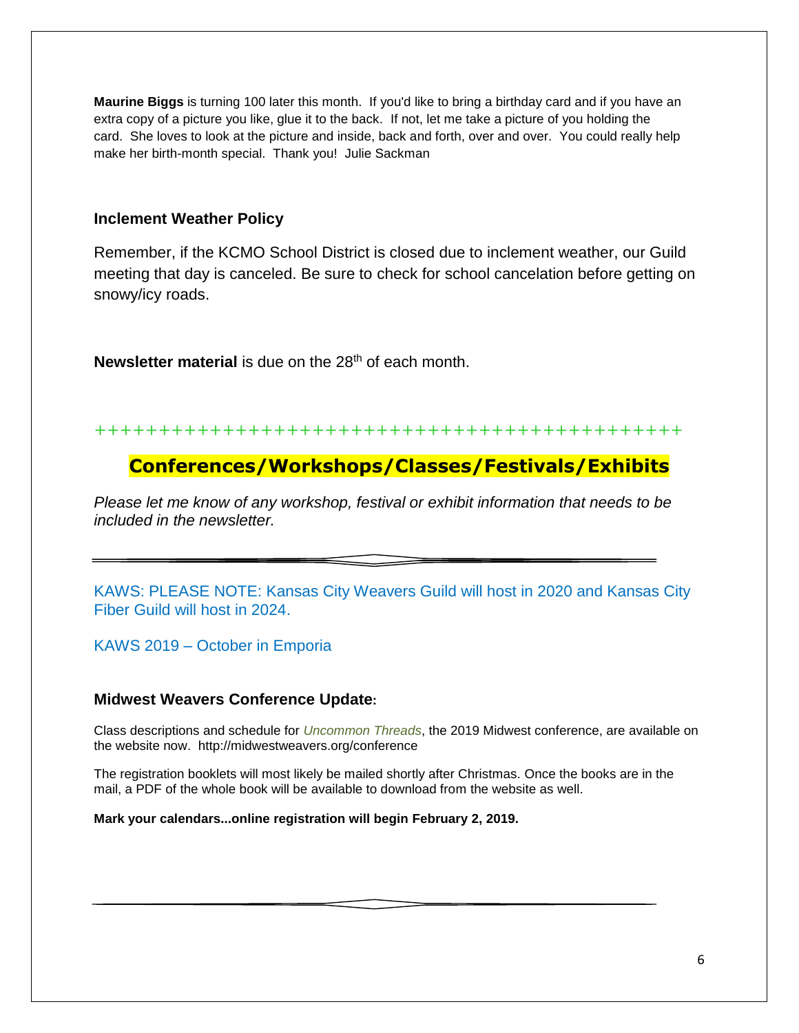**Maurine Biggs** is turning 100 later this month. If you'd like to bring a birthday card and if you have an extra copy of a picture you like, glue it to the back. If not, let me take a picture of you holding the card. She loves to look at the picture and inside, back and forth, over and over. You could really help make her birth-month special. Thank you! Julie Sackman

### Inclement Weather Policy

Remember, if the KCMO School District is closed due to inclement weather, our Guild meeting that day is canceled. Be sure to check for school cancelation before getting on snowy/icy roads.

**Newsletter material** is due on the 28th of each month.

++++++++++++++++++++++++++++++++++++++++++++

## Conferences/Workshops/Classes/Festivals/Exhibits

*Please let me know of any workshop, festival or exhibit information that needs to be included in the newsletter.*

---

KAWS: PLEASE NOTE: Kansas City Weavers Guild will host in 2020 and Kansas City Fiber Guild will host in 2024.

KAWS 2019 – October in Emporia

### Midwest Weavers Conference Update:

Class descriptions and schedule for *Uncommon Threads*, the 2019 Midwest conference, are available on the website now. http://midwestweavers.org/conference

The registration booklets will most likely be mailed shortly after Christmas. Once the books are in the mail, a PDF of the whole book will be available to download from the website as well.

**Mark your calendars...online registration will begin February 2, 2019.**

---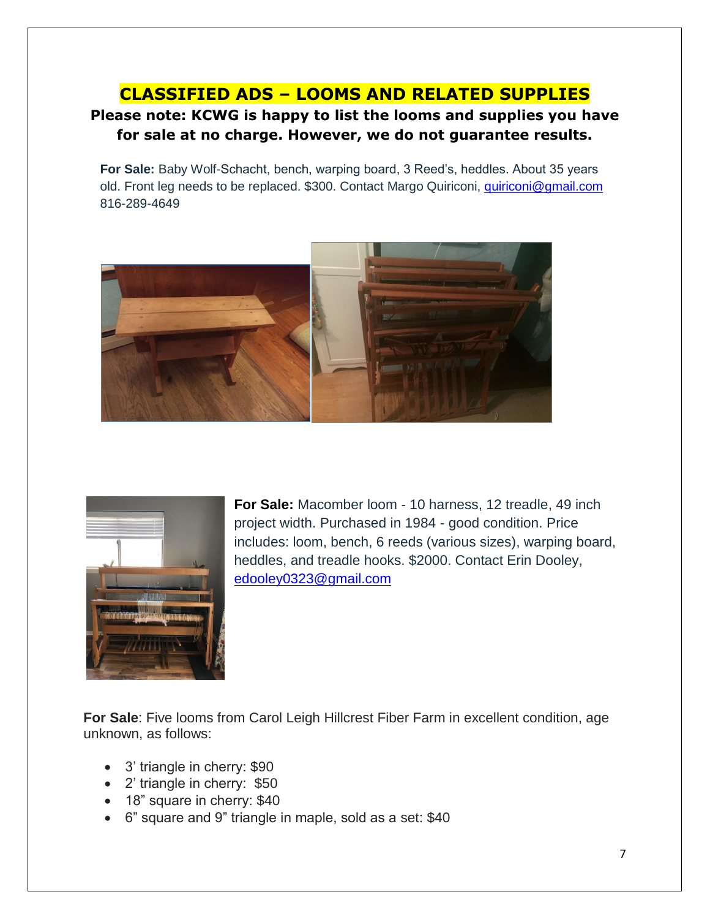## CLASSIFIED ADS – LOOMS AND RELATED SUPPLIES

**Please note: KCWG is happy to list the looms and supplies you have for sale at no charge. However, we do not guarantee results.**

**For Sale:** Baby Wolf-Schacht, bench, warping board, 3 Reed's, heddles. About 35 years old. Front leg needs to be replaced. $300. Contact Margo Quiriconi, quiriconi@gmail.com 816-289-4649

**For Sale:** Macomber loom - 10 harness, 12 treadle, 49 inch project width. Purchased in 1984 - good condition. Price includes: loom, bench, 6 reeds (various sizes), warping board, heddles, and treadle hooks. $2000. Contact Erin Dooley, edooley0323@gmail.com

**For Sale**: Five looms from Carol Leigh Hillcrest Fiber Farm in excellent condition, age unknown, as follows:

- 3' triangle in cherry: $90
- 2' triangle in cherry: $50
- 18" square in cherry: $40
- 6" square and 9" triangle in maple, sold as a set: $40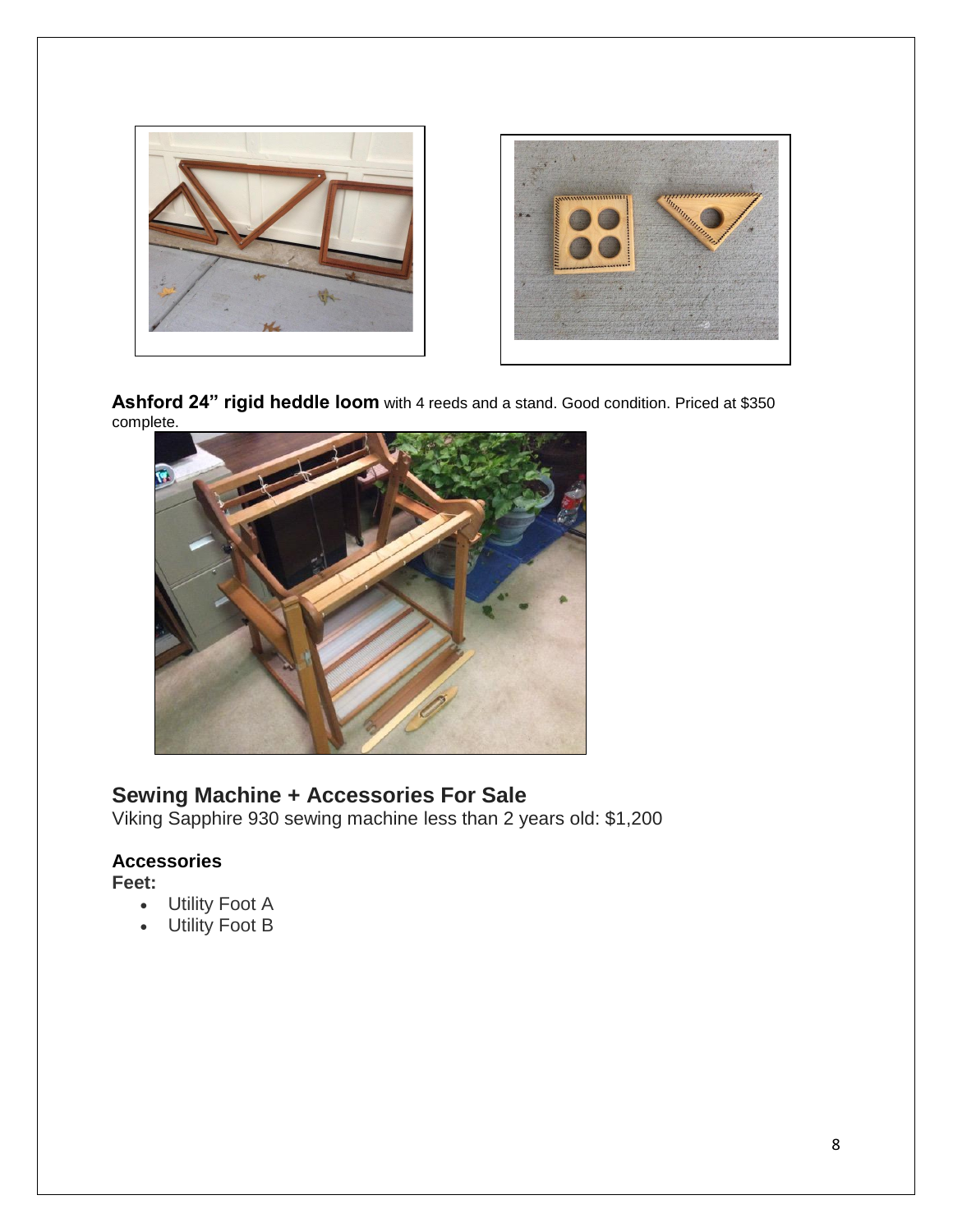**Ashford 24" rigid heddle loom** with 4 reeds and a stand. Good condition. Priced at $350 complete.

## Sewing Machine + Accessories For Sale

Viking Sapphire 930 sewing machine less than 2 years old: $1,200

### Accessories

**Feet:**

- Utility Foot A
- Utility Foot B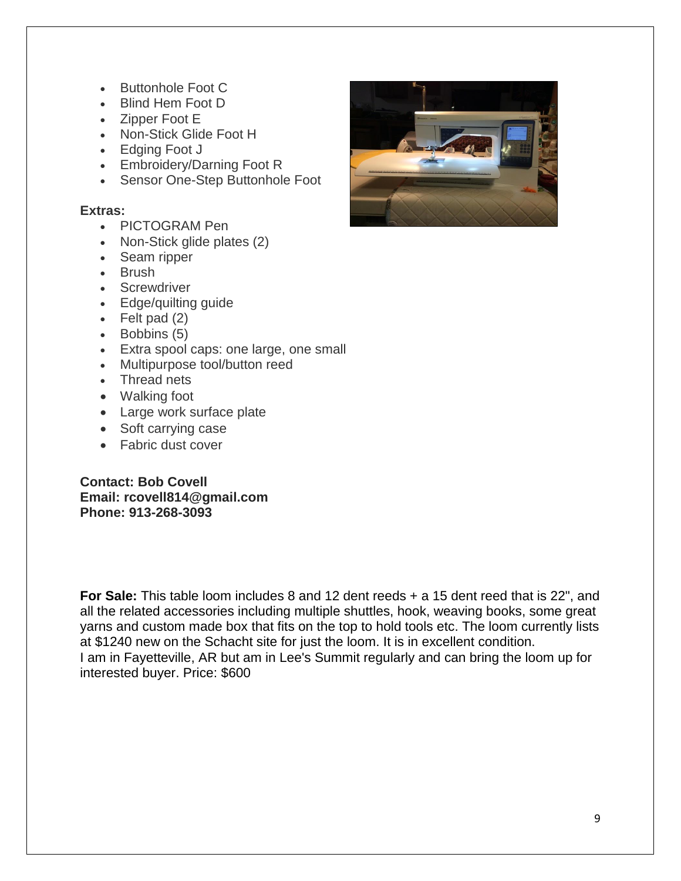- Buttonhole Foot C
- Blind Hem Foot D
- Zipper Foot E
- Non-Stick Glide Foot H
- Edging Foot J
- Embroidery/Darning Foot R
- Sensor One-Step Buttonhole Foot

**Extras:**

- PICTOGRAM Pen
- Non-Stick glide plates (2)
- Seam ripper
- Brush
- Screwdriver
- Edge/quilting guide
- Felt pad (2)
- Bobbins (5)
- Extra spool caps: one large, one small
- Multipurpose tool/button reed
- Thread nets
- Walking foot
- Large work surface plate
- Soft carrying case
- Fabric dust cover

**Contact: Bob Covell**
**Email: rcovell814@gmail.com**
**Phone: 913-268-3093**

**For Sale:** This table loom includes 8 and 12 dent reeds + a 15 dent reed that is 22", and all the related accessories including multiple shuttles, hook, weaving books, some great yarns and custom made box that fits on the top to hold tools etc. The loom currently lists at $1240 new on the Schacht site for just the loom. It is in excellent condition.
I am in Fayetteville, AR but am in Lee's Summit regularly and can bring the loom up for interested buyer. Price: $600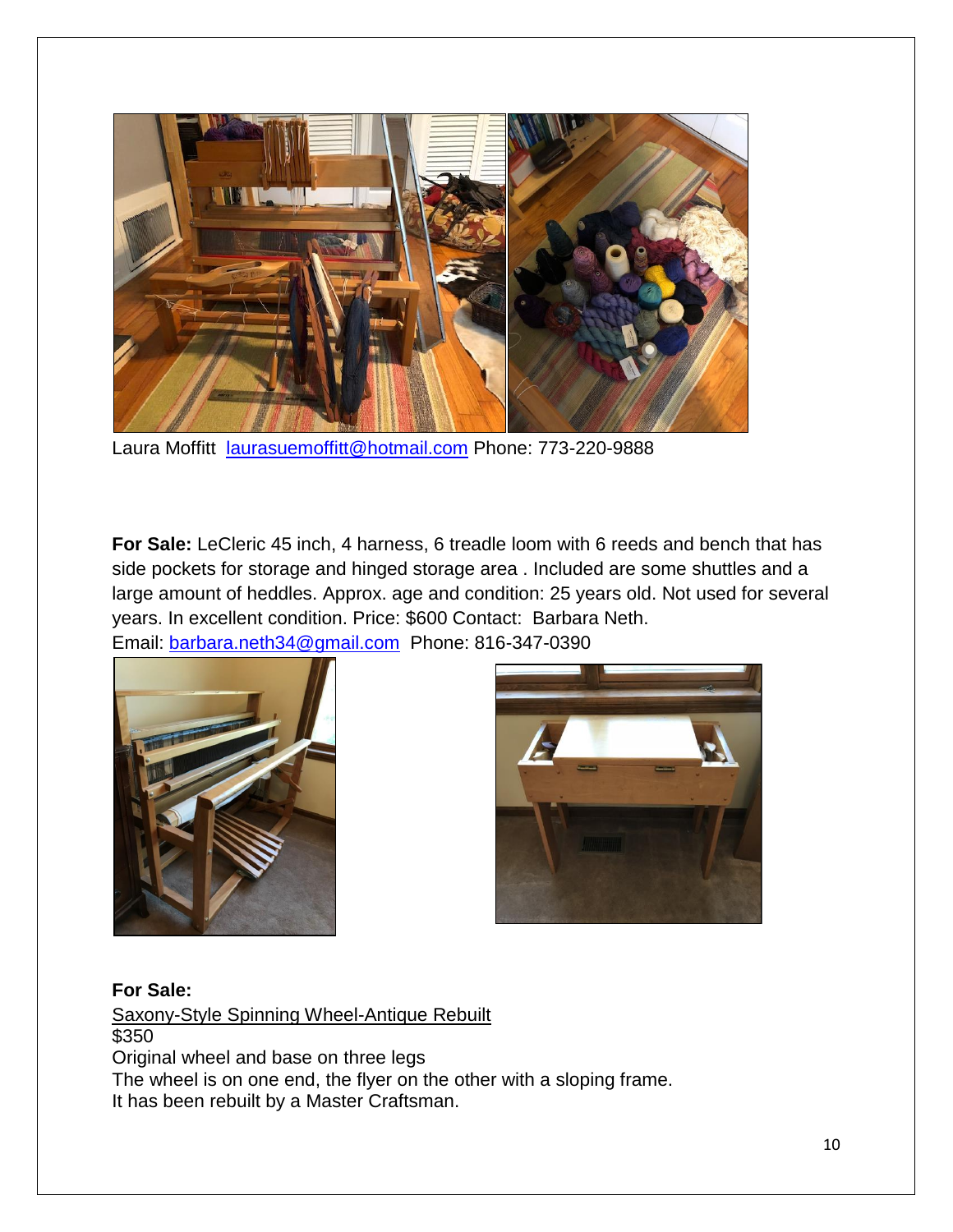Laura Moffitt [laurasuemoffitt@hotmail.com](mailto:laurasuemoffitt@hotmail.com) Phone: 773-220-9888

**For Sale:** LeCleric 45 inch, 4 harness, 6 treadle loom with 6 reeds and bench that has side pockets for storage and hinged storage area . Included are some shuttles and a large amount of heddles. Approx. age and condition: 25 years old. Not used for several years. In excellent condition. Price: $600 Contact: Barbara Neth.
Email: [barbara.neth34@gmail.com](mailto:barbara.neth34@gmail.com) Phone: 816-347-0390

**For Sale:**
<u>Saxony-Style Spinning Wheel-Antique Rebuilt</u>
$350
Original wheel and base on three legs
The wheel is on one end, the flyer on the other with a sloping frame.
It has been rebuilt by a Master Craftsman.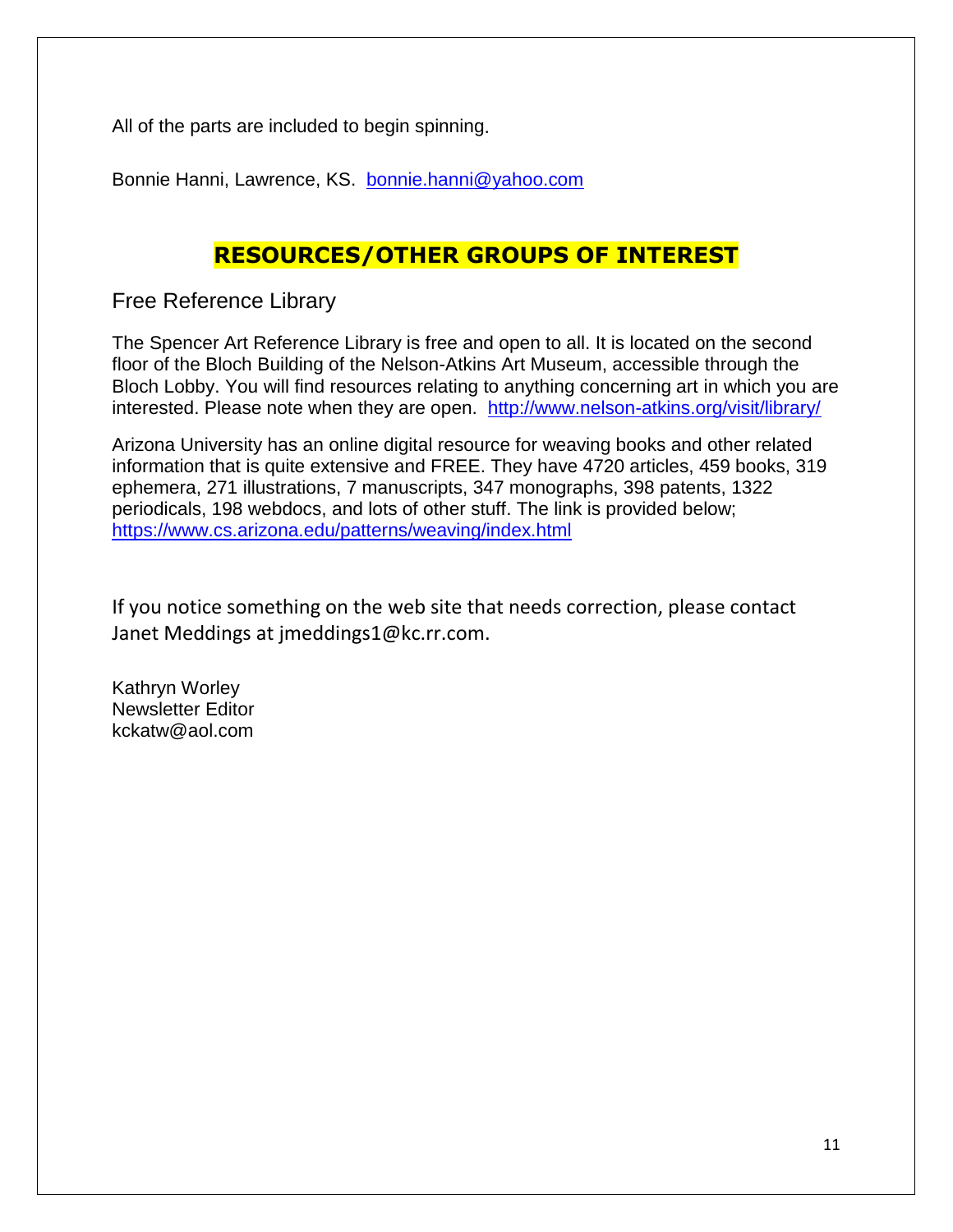All of the parts are included to begin spinning.

Bonnie Hanni, Lawrence, KS. bonnie.hanni@yahoo.com

## RESOURCES/OTHER GROUPS OF INTEREST

### Free Reference Library

The Spencer Art Reference Library is free and open to all. It is located on the second floor of the Bloch Building of the Nelson-Atkins Art Museum, accessible through the Bloch Lobby. You will find resources relating to anything concerning art in which you are interested. Please note when they are open. http://www.nelson-atkins.org/visit/library/

Arizona University has an online digital resource for weaving books and other related information that is quite extensive and FREE. They have 4720 articles, 459 books, 319 ephemera, 271 illustrations, 7 manuscripts, 347 monographs, 398 patents, 1322 periodicals, 198 webdocs, and lots of other stuff. The link is provided below; https://www.cs.arizona.edu/patterns/weaving/index.html

If you notice something on the web site that needs correction, please contact Janet Meddings at jmeddings1@kc.rr.com.

Kathryn Worley
Newsletter Editor
kckatw@aol.com